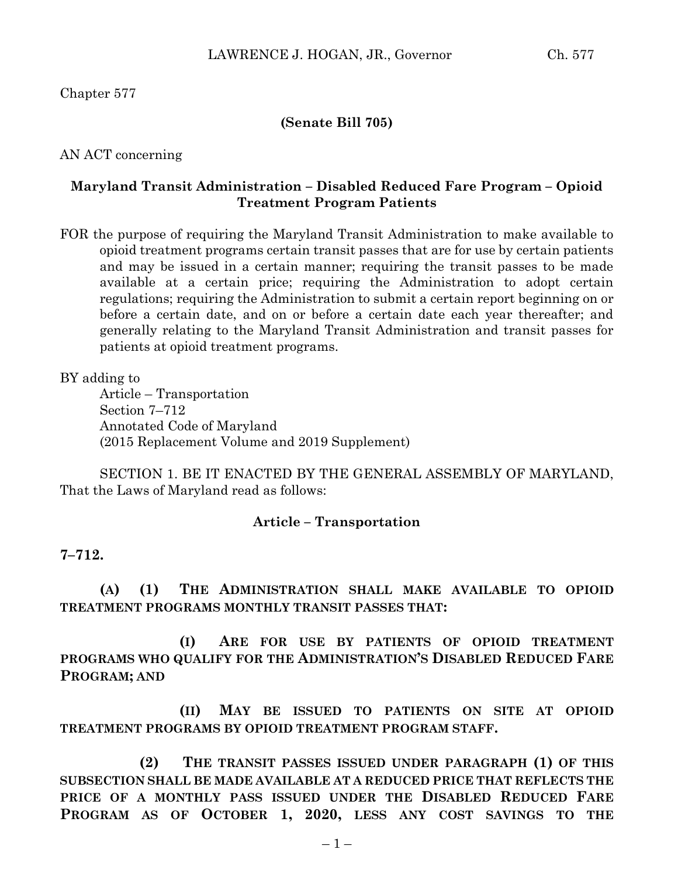Chapter 577

**(Senate Bill 705)**

AN ACT concerning

**Maryland Transit Administration – Disabled Reduced Fare Program – Opioid Treatment Program Patients**

FOR the purpose of requiring the Maryland Transit Administration to make available to opioid treatment programs certain transit passes that are for use by certain patients and may be issued in a certain manner; requiring the transit passes to be made available at a certain price; requiring the Administration to adopt certain regulations; requiring the Administration to submit a certain report beginning on or before a certain date, and on or before a certain date each year thereafter; and generally relating to the Maryland Transit Administration and transit passes for patients at opioid treatment programs.

BY adding to
Article – Transportation
Section 7–712
Annotated Code of Maryland
(2015 Replacement Volume and 2019 Supplement)

SECTION 1. BE IT ENACTED BY THE GENERAL ASSEMBLY OF MARYLAND, That the Laws of Maryland read as follows:

**Article – Transportation**

**7–712.**

**(A) (1) THE ADMINISTRATION SHALL MAKE AVAILABLE TO OPIOID TREATMENT PROGRAMS MONTHLY TRANSIT PASSES THAT:**

**(I) ARE FOR USE BY PATIENTS OF OPIOID TREATMENT PROGRAMS WHO QUALIFY FOR THE ADMINISTRATION'S DISABLED REDUCED FARE PROGRAM; AND**

**(II) MAY BE ISSUED TO PATIENTS ON SITE AT OPIOID TREATMENT PROGRAMS BY OPIOID TREATMENT PROGRAM STAFF.**

**(2) THE TRANSIT PASSES ISSUED UNDER PARAGRAPH (1) OF THIS SUBSECTION SHALL BE MADE AVAILABLE AT A REDUCED PRICE THAT REFLECTS THE PRICE OF A MONTHLY PASS ISSUED UNDER THE DISABLED REDUCED FARE PROGRAM AS OF OCTOBER 1, 2020, LESS ANY COST SAVINGS TO THE**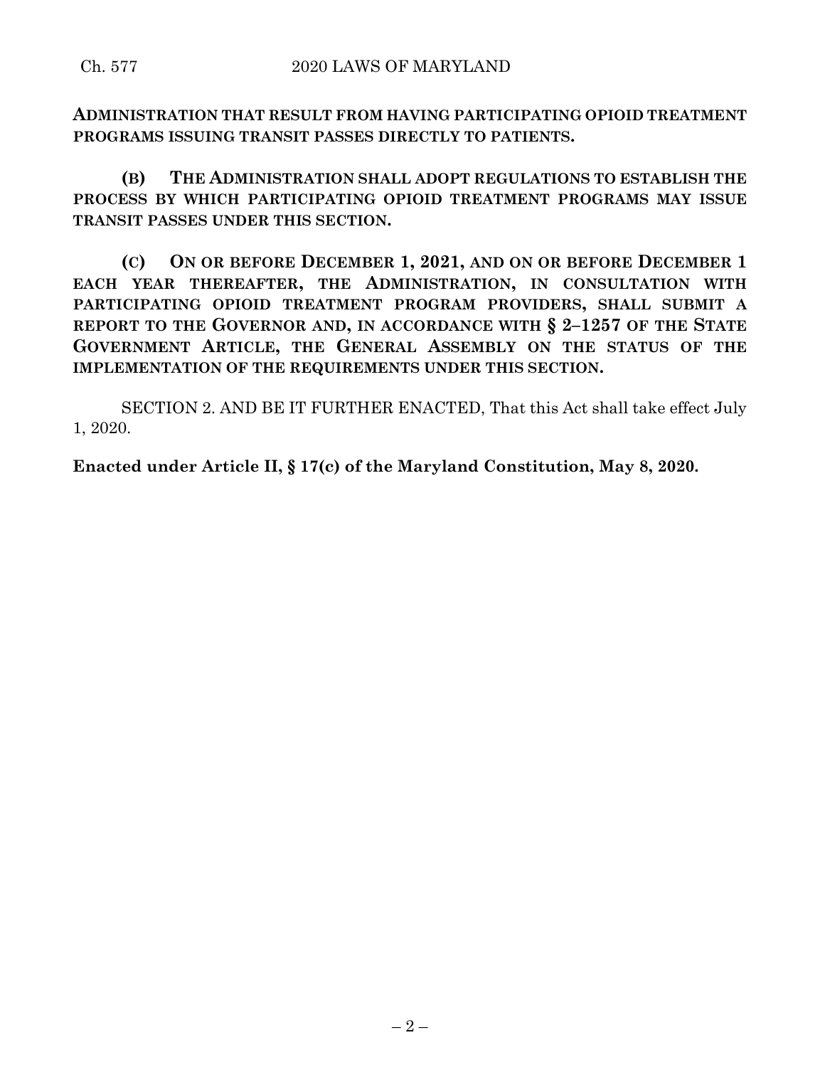**ADMINISTRATION THAT RESULT FROM HAVING PARTICIPATING OPIOID TREATMENT PROGRAMS ISSUING TRANSIT PASSES DIRECTLY TO PATIENTS.**

**(B) THE ADMINISTRATION SHALL ADOPT REGULATIONS TO ESTABLISH THE PROCESS BY WHICH PARTICIPATING OPIOID TREATMENT PROGRAMS MAY ISSUE TRANSIT PASSES UNDER THIS SECTION.**

**(C) ON OR BEFORE DECEMBER 1, 2021, AND ON OR BEFORE DECEMBER 1 EACH YEAR THEREAFTER, THE ADMINISTRATION, IN CONSULTATION WITH PARTICIPATING OPIOID TREATMENT PROGRAM PROVIDERS, SHALL SUBMIT A REPORT TO THE GOVERNOR AND, IN ACCORDANCE WITH § 2–1257 OF THE STATE GOVERNMENT ARTICLE, THE GENERAL ASSEMBLY ON THE STATUS OF THE IMPLEMENTATION OF THE REQUIREMENTS UNDER THIS SECTION.**

SECTION 2. AND BE IT FURTHER ENACTED, That this Act shall take effect July 1, 2020.

**Enacted under Article II, § 17(c) of the Maryland Constitution, May 8, 2020.**